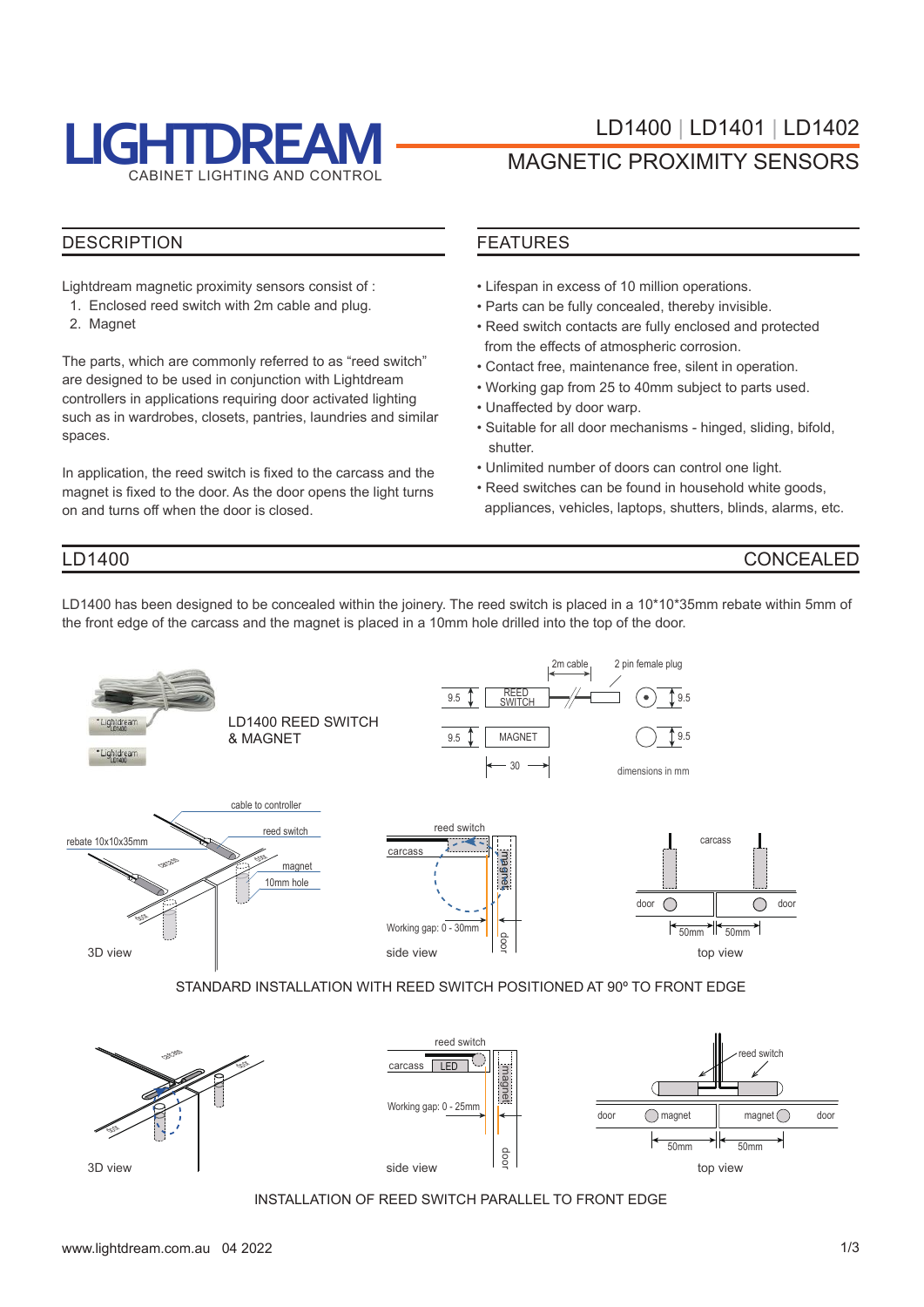# LIGHTDREAM

CABINET LIGHTING AND CONTROL

## LD1400 | LD1401 | LD1402

## MAGNETIC PROXIMITY SENSORS

## DESCRIPTION

Lightdream magnetic proximity sensors consist of :

1. Enclosed reed switch with 2m cable and plug.
2. Magnet

The parts, which are commonly referred to as "reed switch" are designed to be used in conjunction with Lightdream controllers in applications requiring door activated lighting such as in wardrobes, closets, pantries, laundries and similar spaces.

In application, the reed switch is fixed to the carcass and the magnet is fixed to the door. As the door opens the light turns on and turns off when the door is closed.

## FEATURES

- Lifespan in excess of 10 million operations.
- Parts can be fully concealed, thereby invisible.
- Reed switch contacts are fully enclosed and protected from the effects of atmospheric corrosion.
- Contact free, maintenance free, silent in operation.
- Working gap from 25 to 40mm subject to parts used.
- Unaffected by door warp.
- Suitable for all door mechanisms - hinged, sliding, bifold, shutter.
- Unlimited number of doors can control one light.
- Reed switches can be found in household white goods, appliances, vehicles, laptops, shutters, blinds, alarms, etc.

## LD1400 — CONCEALED

LD1400 has been designed to be concealed within the joinery. The reed switch is placed in a 10*10*35mm rebate within 5mm of the front edge of the carcass and the magnet is placed in a 10mm hole drilled into the top of the door.

LD1400 REED SWITCH & MAGNET

REED SWITCH 9.5 — 2m cable — 2 pin female plug 9.5

MAGNET 9.5 — 9.5

30

dimensions in mm

cable to controller, reed switch, rebate 10x10x35mm, magnet, 10mm hole — 3D view

reed switch, carcass, magnet, Working gap: 0 - 30mm, door — side view

carcass, door, door, 50mm, 50mm — top view

STANDARD INSTALLATION WITH REED SWITCH POSITIONED AT 90º TO FRONT EDGE

3D view

reed switch, carcass, LED, magnet, Working gap: 0 - 25mm, door — side view

reed switch, door, magnet, magnet, door, 50mm, 50mm — top view

INSTALLATION OF REED SWITCH PARALLEL TO FRONT EDGE

www.lightdream.com.au 04 2022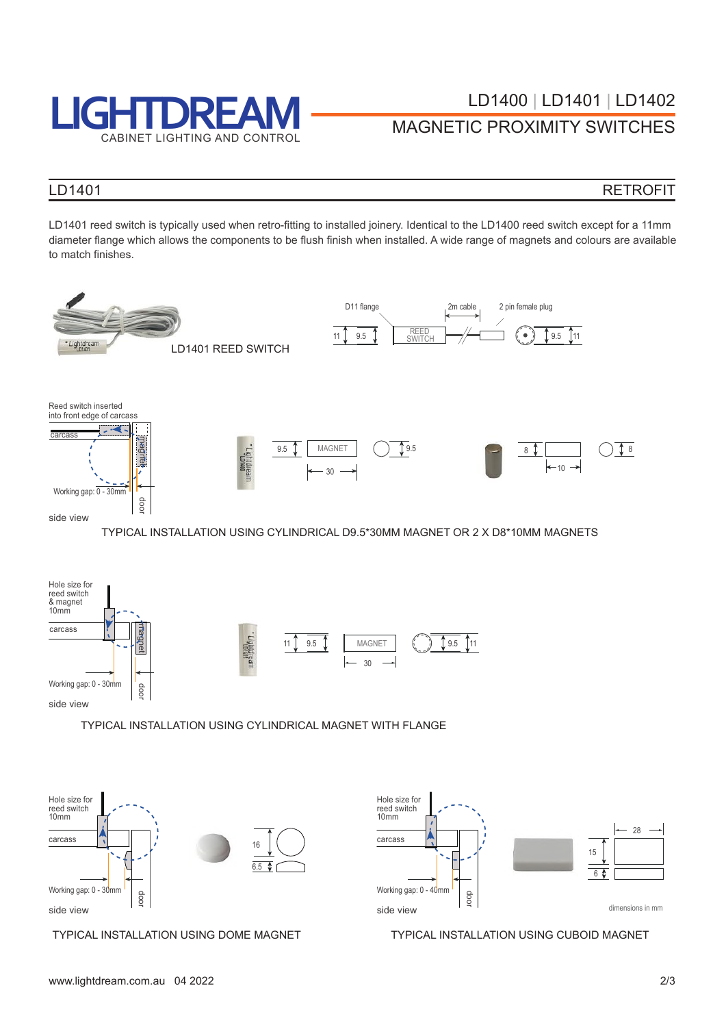# LIGHTDREAM

CABINET LIGHTING AND CONTROL

## LD1400 | LD1401 | LD1402

## MAGNETIC PROXIMITY SWITCHES

## LD1401 RETROFIT

LD1401 reed switch is typically used when retro-fitting to installed joinery. Identical to the LD1400 reed switch except for a 11mm diameter flange which allows the components to be flush finish when installed. A wide range of magnets and colours are available to match finishes.

LD1401 REED SWITCH

D11 flange · 2m cable · 2 pin female plug · REED SWITCH · 11 · 9.5

Reed switch inserted into front edge of carcass

carcass · magnet · door · Working gap: 0 - 30mm

side view

MAGNET · 9.5 · 30 · 8 · 10

TYPICAL INSTALLATION USING CYLINDRICAL D9.5*30MM MAGNET OR 2 X D8*10MM MAGNETS

Hole size for reed switch & magnet 10mm

carcass · magnet · door · Working gap: 0 - 30mm

side view

MAGNET · 11 · 9.5 · 30

TYPICAL INSTALLATION USING CYLINDRICAL MAGNET WITH FLANGE

Hole size for reed switch 10mm

carcass · door · Working gap: 0 - 30mm

side view

16 · 6.5

TYPICAL INSTALLATION USING DOME MAGNET

Hole size for reed switch 10mm

carcass · door · Working gap: 0 - 40mm

side view

28 · 15 · 6

dimensions in mm

TYPICAL INSTALLATION USING CUBOID MAGNET

www.lightdream.com.au 04 2022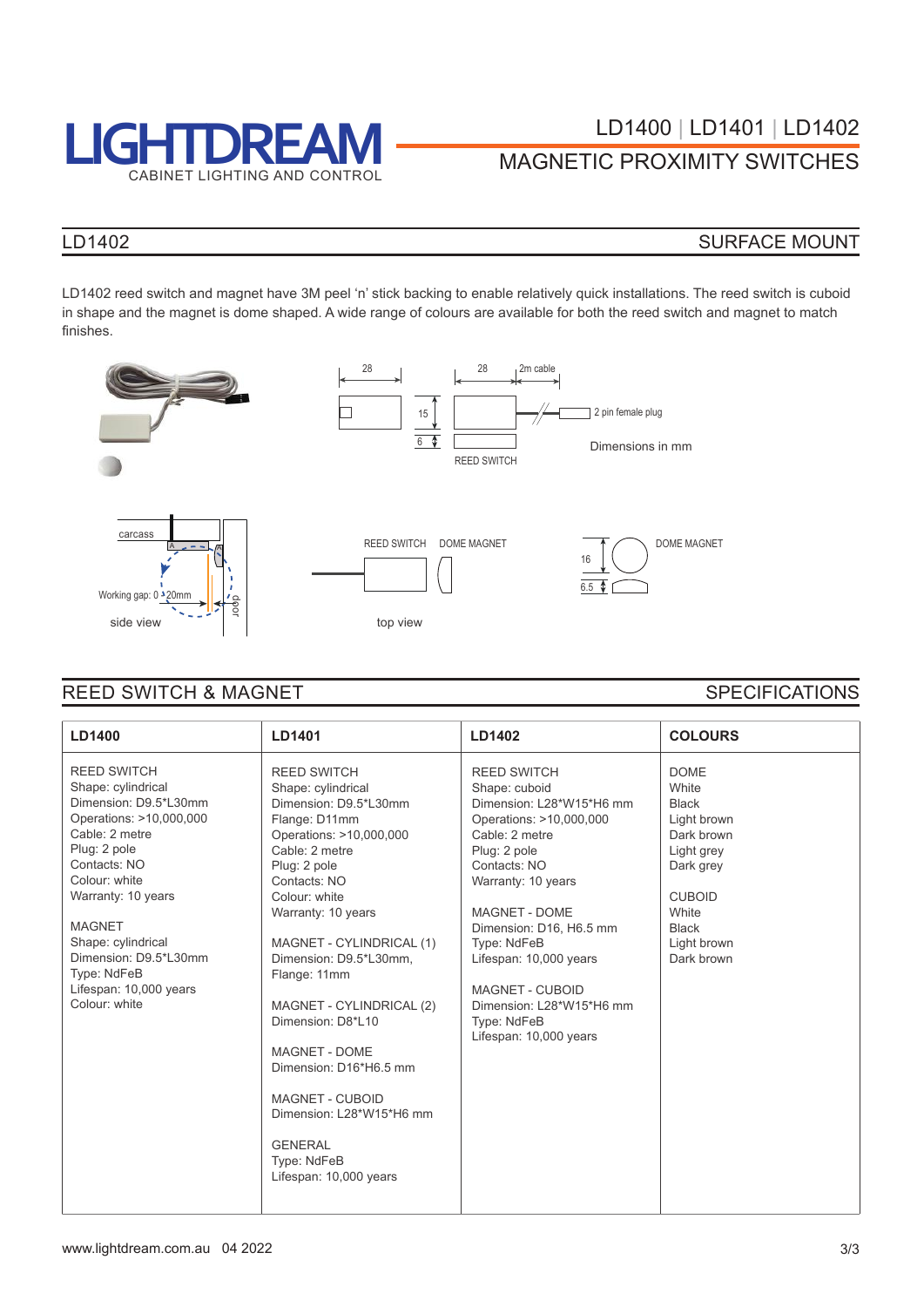# LIGHTDREAM

CABINET LIGHTING AND CONTROL

LD1400 | LD1401 | LD1402

MAGNETIC PROXIMITY SWITCHES

## LD1402 — SURFACE MOUNT

LD1402 reed switch and magnet have 3M peel 'n' stick backing to enable relatively quick installations. The reed switch is cuboid in shape and the magnet is dome shaped. A wide range of colours are available for both the reed switch and magnet to match finishes.

28

15

6

28

2m cable

2 pin female plug

REED SWITCH

Dimensions in mm

carcass

A

Working gap: 0 - 20mm

door

side view

REED SWITCH

DOME MAGNET

top view

16

6.5

DOME MAGNET

## REED SWITCH & MAGNET — SPECIFICATIONS

| LD1400 | LD1401 | LD1402 | COLOURS |
|---|---|---|---|
| REED SWITCH<br>Shape: cylindrical<br>Dimension: D9.5*L30mm<br>Operations: >10,000,000<br>Cable: 2 metre<br>Plug: 2 pole<br>Contacts: NO<br>Colour: white<br>Warranty: 10 years<br><br>MAGNET<br>Shape: cylindrical<br>Dimension: D9.5*L30mm<br>Type: NdFeB<br>Lifespan: 10,000 years<br>Colour: white | REED SWITCH<br>Shape: cylindrical<br>Dimension: D9.5*L30mm<br>Flange: D11mm<br>Operations: >10,000,000<br>Cable: 2 metre<br>Plug: 2 pole<br>Contacts: NO<br>Colour: white<br>Warranty: 10 years<br><br>MAGNET - CYLINDRICAL (1)<br>Dimension: D9.5*L30mm,<br>Flange: 11mm<br><br>MAGNET - CYLINDRICAL (2)<br>Dimension: D8*L10<br><br>MAGNET - DOME<br>Dimension: D16*H6.5 mm<br><br>MAGNET - CUBOID<br>Dimension: L28*W15*H6 mm<br><br>GENERAL<br>Type: NdFeB<br>Lifespan: 10,000 years | REED SWITCH<br>Shape: cuboid<br>Dimension: L28*W15*H6 mm<br>Operations: >10,000,000<br>Cable: 2 metre<br>Plug: 2 pole<br>Contacts: NO<br>Warranty: 10 years<br><br>MAGNET - DOME<br>Dimension: D16, H6.5 mm<br>Type: NdFeB<br>Lifespan: 10,000 years<br><br>MAGNET - CUBOID<br>Dimension: L28*W15*H6 mm<br>Type: NdFeB<br>Lifespan: 10,000 years | DOME<br>White<br>Black<br>Light brown<br>Dark brown<br>Light grey<br>Dark grey<br><br>CUBOID<br>White<br>Black<br>Light brown<br>Dark brown |

www.lightdream.com.au 04 2022